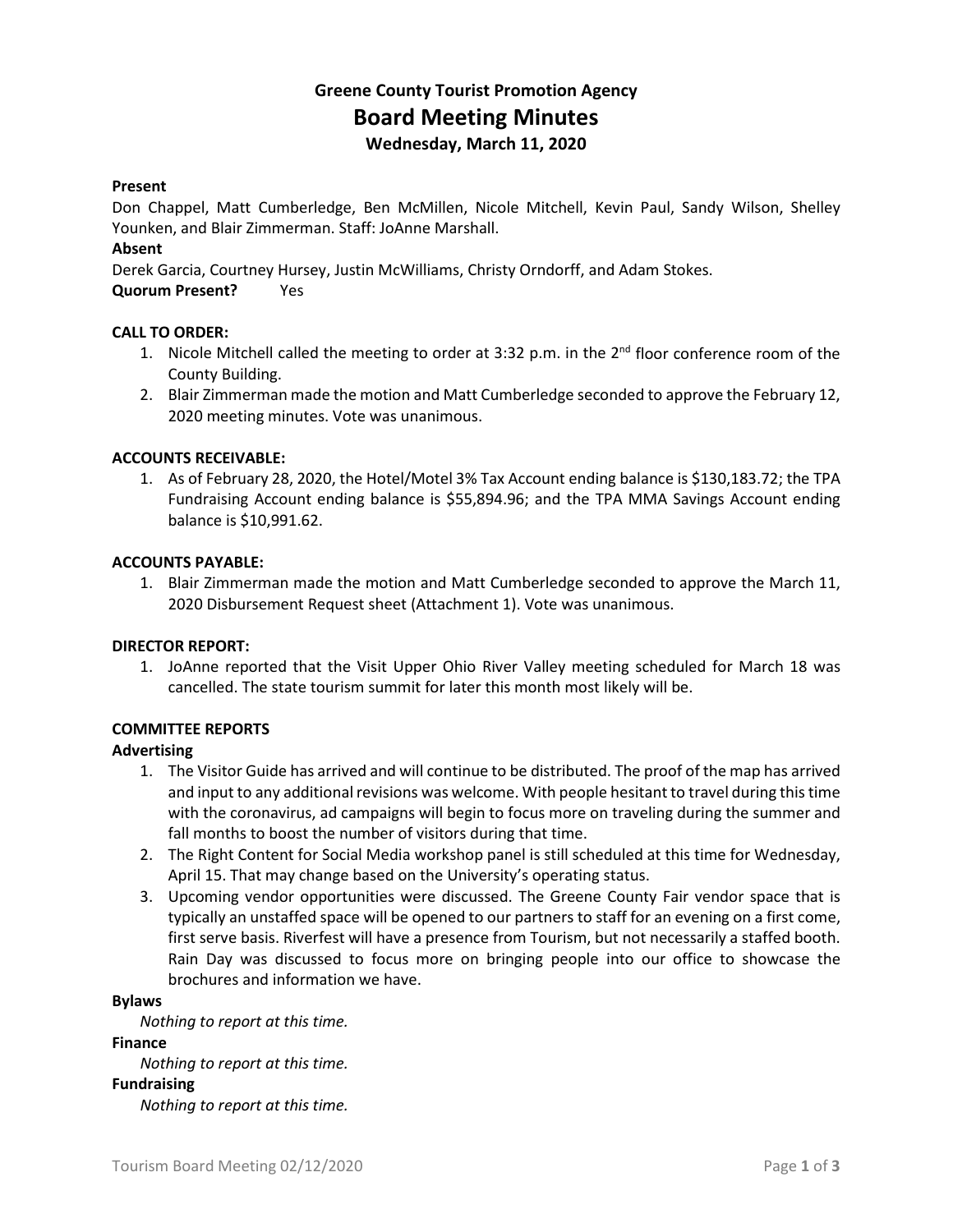# Greene County Tourist Promotion Agency

## Board Meeting Minutes

### Wednesday, March 11, 2020

**Present**

Don Chappel, Matt Cumberledge, Ben McMillen, Nicole Mitchell, Kevin Paul, Sandy Wilson, Shelley Younken, and Blair Zimmerman. Staff: JoAnne Marshall.

**Absent**

Derek Garcia, Courtney Hursey, Justin McWilliams, Christy Orndorff, and Adam Stokes.

**Quorum Present?** Yes

**CALL TO ORDER:**

1. Nicole Mitchell called the meeting to order at 3:32 p.m. in the 2nd floor conference room of the County Building.
2. Blair Zimmerman made the motion and Matt Cumberledge seconded to approve the February 12, 2020 meeting minutes. Vote was unanimous.

**ACCOUNTS RECEIVABLE:**

1. As of February 28, 2020, the Hotel/Motel 3% Tax Account ending balance is $130,183.72; the TPA Fundraising Account ending balance is $55,894.96; and the TPA MMA Savings Account ending balance is $10,991.62.

**ACCOUNTS PAYABLE:**

1. Blair Zimmerman made the motion and Matt Cumberledge seconded to approve the March 11, 2020 Disbursement Request sheet (Attachment 1). Vote was unanimous.

**DIRECTOR REPORT:**

1. JoAnne reported that the Visit Upper Ohio River Valley meeting scheduled for March 18 was cancelled. The state tourism summit for later this month most likely will be.

**COMMITTEE REPORTS**

**Advertising**

1. The Visitor Guide has arrived and will continue to be distributed. The proof of the map has arrived and input to any additional revisions was welcome. With people hesitant to travel during this time with the coronavirus, ad campaigns will begin to focus more on traveling during the summer and fall months to boost the number of visitors during that time.
2. The Right Content for Social Media workshop panel is still scheduled at this time for Wednesday, April 15. That may change based on the University's operating status.
3. Upcoming vendor opportunities were discussed. The Greene County Fair vendor space that is typically an unstaffed space will be opened to our partners to staff for an evening on a first come, first serve basis. Riverfest will have a presence from Tourism, but not necessarily a staffed booth. Rain Day was discussed to focus more on bringing people into our office to showcase the brochures and information we have.

**Bylaws**

*Nothing to report at this time.*

**Finance**

*Nothing to report at this time.*

**Fundraising**

*Nothing to report at this time.*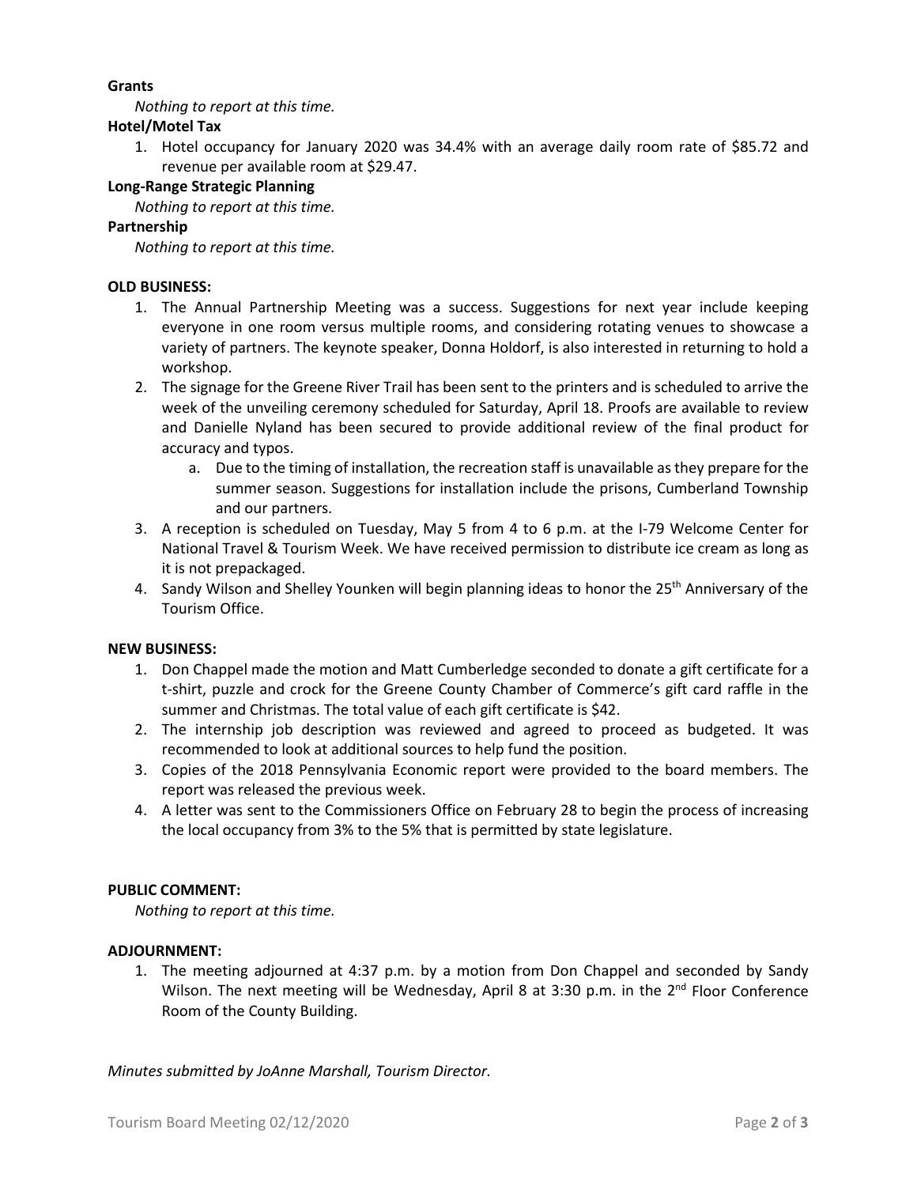**Grants**

*Nothing to report at this time.*

**Hotel/Motel Tax**

1. Hotel occupancy for January 2020 was 34.4% with an average daily room rate of $85.72 and revenue per available room at $29.47.

**Long-Range Strategic Planning**

*Nothing to report at this time.*

**Partnership**

*Nothing to report at this time.*

**OLD BUSINESS:**

1. The Annual Partnership Meeting was a success. Suggestions for next year include keeping everyone in one room versus multiple rooms, and considering rotating venues to showcase a variety of partners. The keynote speaker, Donna Holdorf, is also interested in returning to hold a workshop.
2. The signage for the Greene River Trail has been sent to the printers and is scheduled to arrive the week of the unveiling ceremony scheduled for Saturday, April 18. Proofs are available to review and Danielle Nyland has been secured to provide additional review of the final product for accuracy and typos.
   a. Due to the timing of installation, the recreation staff is unavailable as they prepare for the summer season. Suggestions for installation include the prisons, Cumberland Township and our partners.
3. A reception is scheduled on Tuesday, May 5 from 4 to 6 p.m. at the I-79 Welcome Center for National Travel & Tourism Week. We have received permission to distribute ice cream as long as it is not prepackaged.
4. Sandy Wilson and Shelley Younken will begin planning ideas to honor the 25th Anniversary of the Tourism Office.

**NEW BUSINESS:**

1. Don Chappel made the motion and Matt Cumberledge seconded to donate a gift certificate for a t-shirt, puzzle and crock for the Greene County Chamber of Commerce's gift card raffle in the summer and Christmas. The total value of each gift certificate is $42.
2. The internship job description was reviewed and agreed to proceed as budgeted. It was recommended to look at additional sources to help fund the position.
3. Copies of the 2018 Pennsylvania Economic report were provided to the board members. The report was released the previous week.
4. A letter was sent to the Commissioners Office on February 28 to begin the process of increasing the local occupancy from 3% to the 5% that is permitted by state legislature.

**PUBLIC COMMENT:**

*Nothing to report at this time.*

**ADJOURNMENT:**

1. The meeting adjourned at 4:37 p.m. by a motion from Don Chappel and seconded by Sandy Wilson. The next meeting will be Wednesday, April 8 at 3:30 p.m. in the 2nd Floor Conference Room of the County Building.

*Minutes submitted by JoAnne Marshall, Tourism Director.*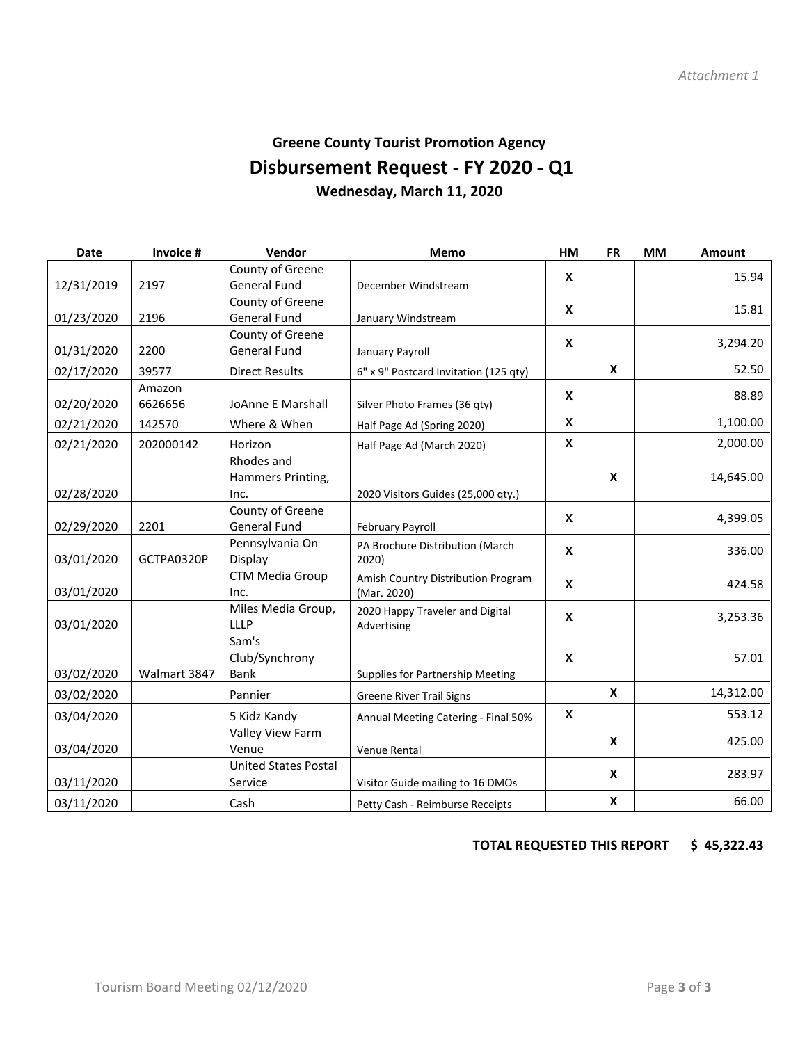*Attachment 1*

## Greene County Tourist Promotion Agency

# Disbursement Request - FY 2020 - Q1

### Wednesday, March 11, 2020

| Date | Invoice # | Vendor | Memo | HM | FR | MM | Amount |
|---|---|---|---|---|---|---|---|
| 12/31/2019 | 2197 | County of Greene General Fund | December Windstream | X | | | 15.94 |
| 01/23/2020 | 2196 | County of Greene General Fund | January Windstream | X | | | 15.81 |
| 01/31/2020 | 2200 | County of Greene General Fund | January Payroll | X | | | 3,294.20 |
| 02/17/2020 | 39577 | Direct Results | 6" x 9" Postcard Invitation (125 qty) | | X | | 52.50 |
| 02/20/2020 | Amazon 6626656 | JoAnne E Marshall | Silver Photo Frames (36 qty) | X | | | 88.89 |
| 02/21/2020 | 142570 | Where & When | Half Page Ad (Spring 2020) | X | | | 1,100.00 |
| 02/21/2020 | 202000142 | Horizon | Half Page Ad (March 2020) | X | | | 2,000.00 |
| 02/28/2020 | | Rhodes and Hammers Printing, Inc. | 2020 Visitors Guides (25,000 qty.) | | X | | 14,645.00 |
| 02/29/2020 | 2201 | County of Greene General Fund | February Payroll | X | | | 4,399.05 |
| 03/01/2020 | GCTPA0320P | Pennsylvania On Display | PA Brochure Distribution (March 2020) | X | | | 336.00 |
| 03/01/2020 | | CTM Media Group Inc. | Amish Country Distribution Program (Mar. 2020) | X | | | 424.58 |
| 03/01/2020 | | Miles Media Group, LLLP | 2020 Happy Traveler and Digital Advertising | X | | | 3,253.36 |
| 03/02/2020 | Walmart 3847 | Sam's Club/Synchrony Bank | Supplies for Partnership Meeting | X | | | 57.01 |
| 03/02/2020 | | Pannier | Greene River Trail Signs | | X | | 14,312.00 |
| 03/04/2020 | | 5 Kidz Kandy | Annual Meeting Catering - Final 50% | X | | | 553.12 |
| 03/04/2020 | | Valley View Farm Venue | Venue Rental | | X | | 425.00 |
| 03/11/2020 | | United States Postal Service | Visitor Guide mailing to 16 DMOs | | X | | 283.97 |
| 03/11/2020 | | Cash | Petty Cash - Reimburse Receipts | | X | | 66.00 |

**TOTAL REQUESTED THIS REPORT $ 45,322.43**

Tourism Board Meeting 02/12/2020